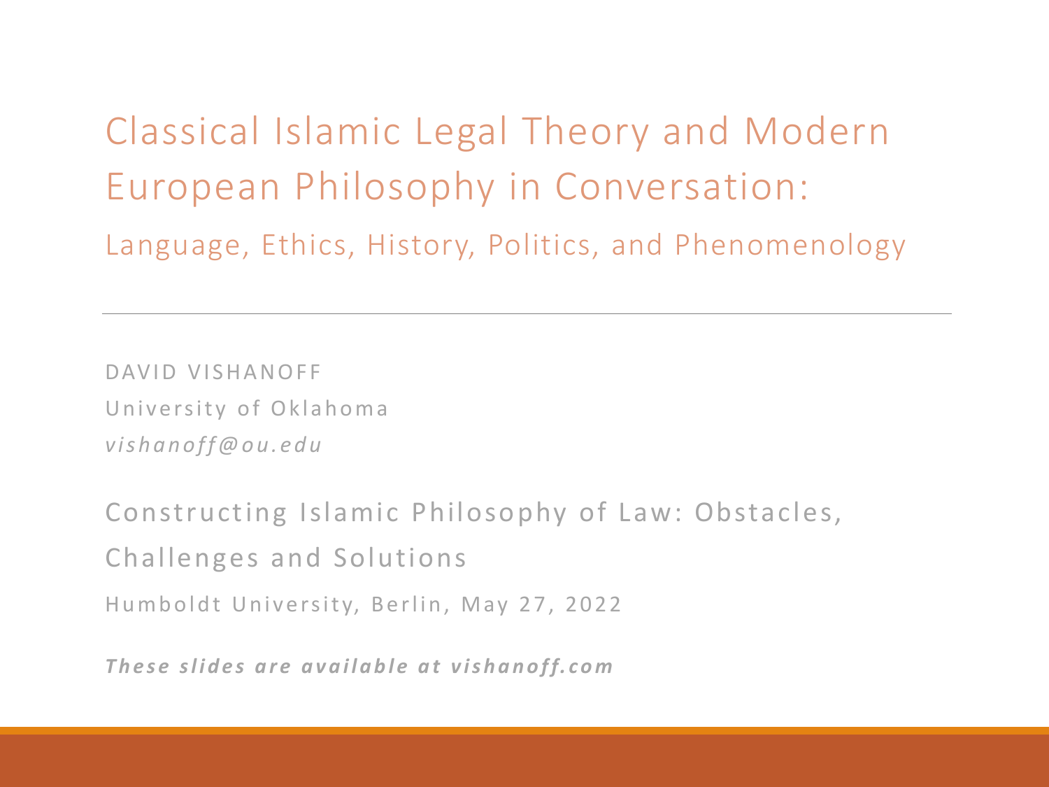# Classical Islamic Legal Theory and Modern European Philosophy in Conversation:

## Language, Ethics, History, Politics, and Phenomenology

---

DAVID VISHANOFF

University of Oklahoma

*vishanoff@ou.edu*

Constructing Islamic Philosophy of Law: Obstacles, Challenges and Solutions

Humboldt University, Berlin, May 27, 2022

***These slides are available at vishanoff.com***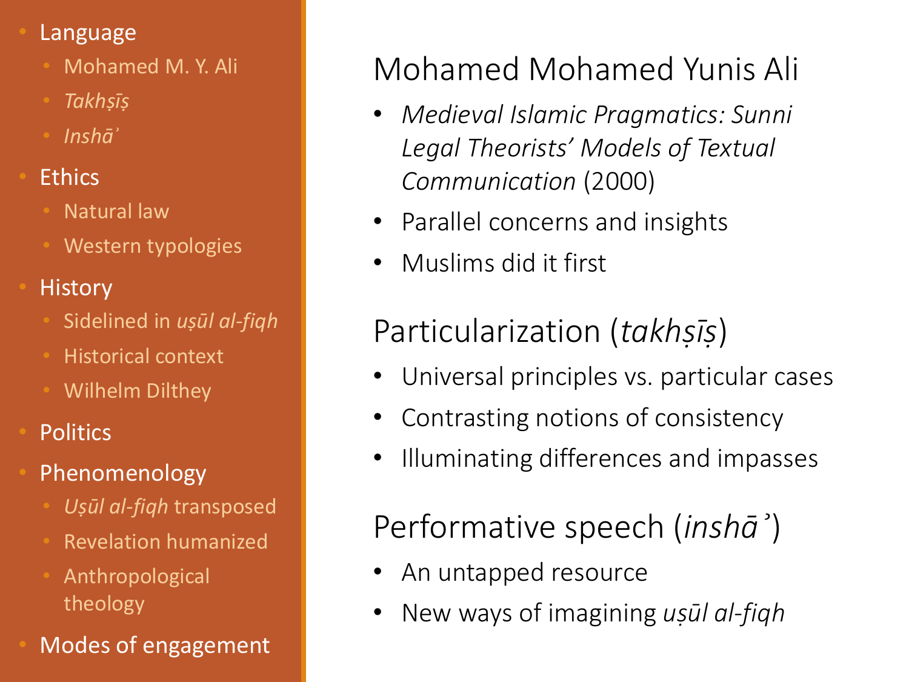- Language
  - Mohamed M. Y. Ali
  - *Takhṣīṣ*
  - *Inshāʾ*
- Ethics
  - Natural law
  - Western typologies
- History
  - Sidelined in *uṣūl al-fiqh*
  - Historical context
  - Wilhelm Dilthey
- Politics
- Phenomenology
  - *Uṣūl al-fiqh* transposed
  - Revelation humanized
  - Anthropological theology
- Modes of engagement

## Mohamed Mohamed Yunis Ali

- *Medieval Islamic Pragmatics: Sunni Legal Theorists' Models of Textual Communication* (2000)
- Parallel concerns and insights
- Muslims did it first

## Particularization (*takhṣīṣ*)

- Universal principles vs. particular cases
- Contrasting notions of consistency
- Illuminating differences and impasses

## Performative speech (*inshāʾ*)

- An untapped resource
- New ways of imagining *uṣūl al-fiqh*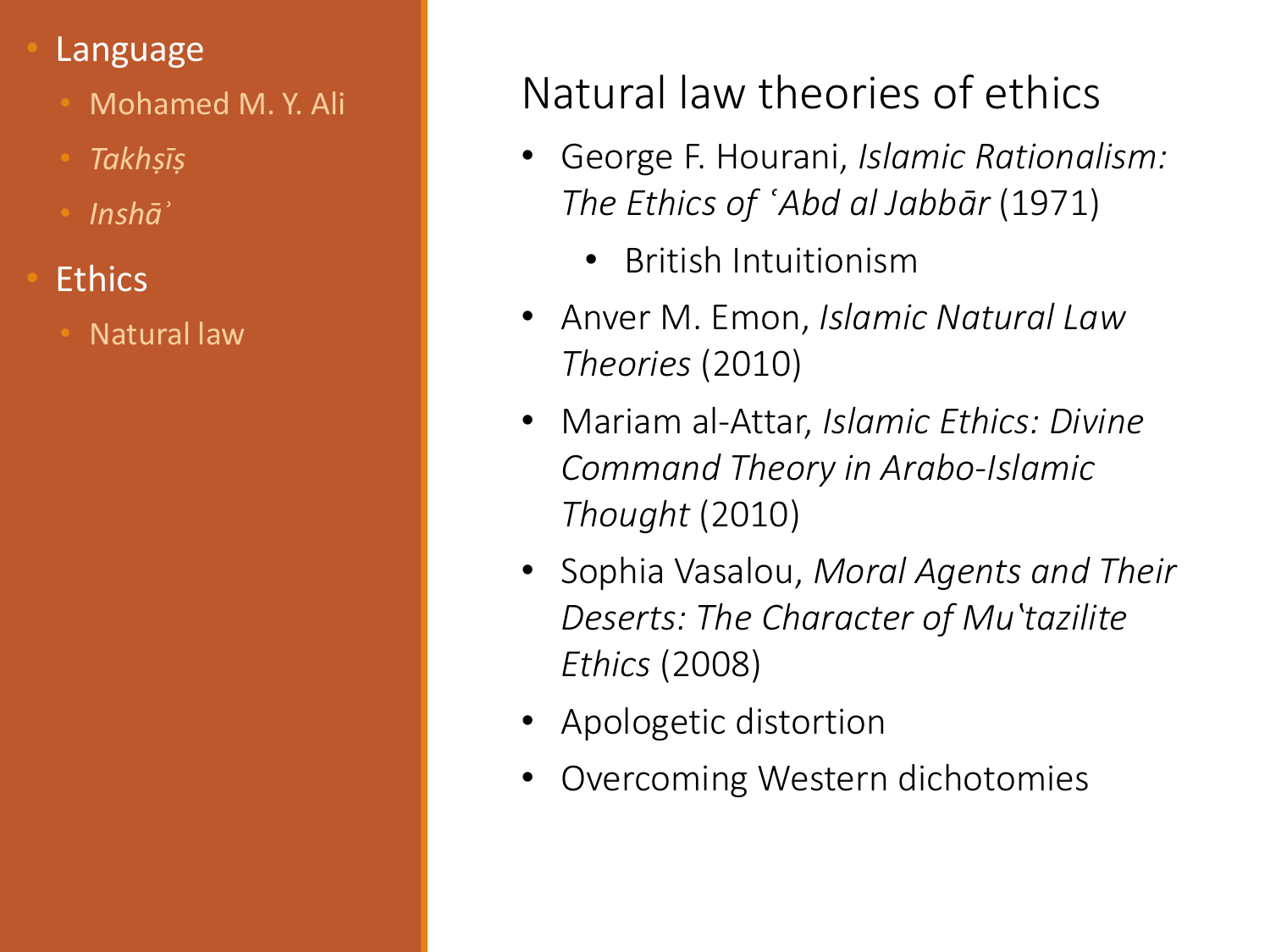- Language
  - Mohamed M. Y. Ali
  - *Takhṣīṣ*
  - *Inshāʾ*
- Ethics
  - Natural law

# Natural law theories of ethics

- George F. Hourani, *Islamic Rationalism: The Ethics of ʿAbd al Jabbār* (1971)
  - British Intuitionism
- Anver M. Emon, *Islamic Natural Law Theories* (2010)
- Mariam al-Attar, *Islamic Ethics: Divine Command Theory in Arabo-Islamic Thought* (2010)
- Sophia Vasalou, *Moral Agents and Their Deserts: The Character of Muʿtazilite Ethics* (2008)
- Apologetic distortion
- Overcoming Western dichotomies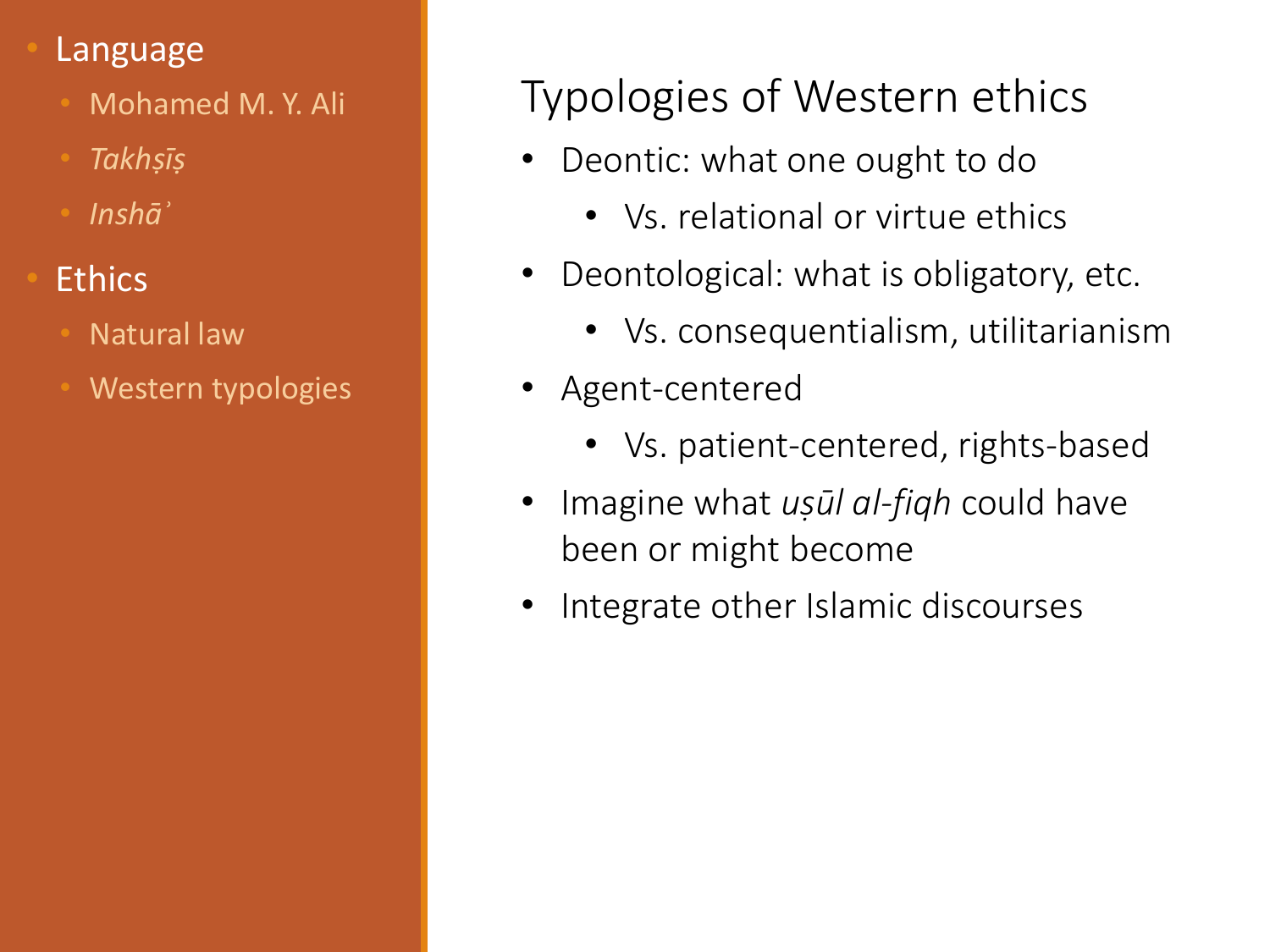- Language
  - Mohamed M. Y. Ali
  - *Takhṣīṣ*
  - *Inshāʾ*
- Ethics
  - Natural law
  - Western typologies

## Typologies of Western ethics

- Deontic: what one ought to do
  - Vs. relational or virtue ethics
- Deontological: what is obligatory, etc.
  - Vs. consequentialism, utilitarianism
- Agent-centered
  - Vs. patient-centered, rights-based
- Imagine what *uṣūl al-fiqh* could have been or might become
- Integrate other Islamic discourses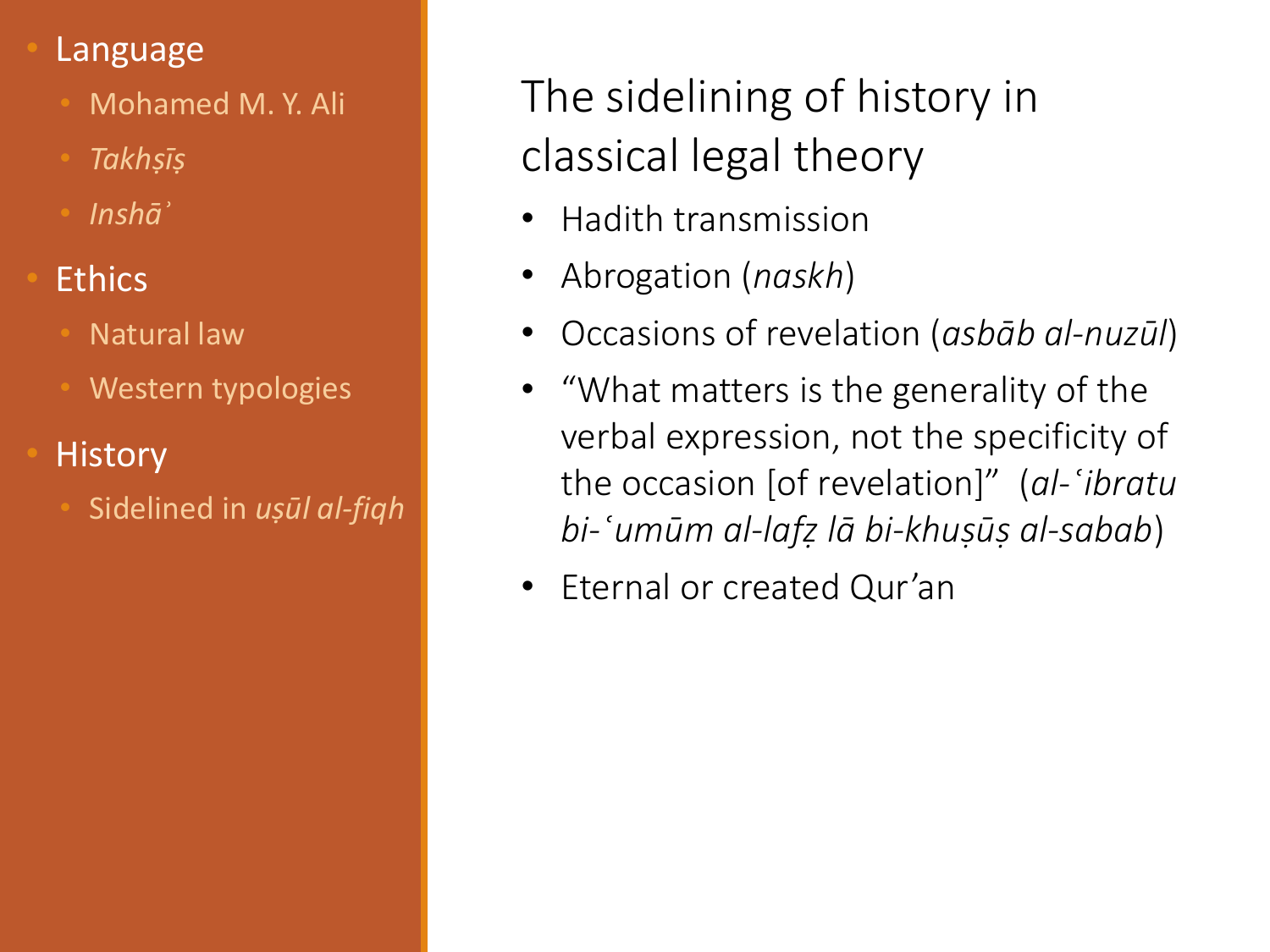- Language
  - Mohamed M. Y. Ali
  - *Takhṣīṣ*
  - *Inshāʾ*
- Ethics
  - Natural law
  - Western typologies
- History
  - Sidelined in *uṣūl al-fiqh*

# The sidelining of history in classical legal theory

- Hadith transmission
- Abrogation (*naskh*)
- Occasions of revelation (*asbāb al-nuzūl*)
- “What matters is the generality of the verbal expression, not the specificity of the occasion [of revelation]” (*al-ʿibratu bi-ʿumūm al-lafẓ lā bi-khuṣūṣ al-sabab*)
- Eternal or created Qur’an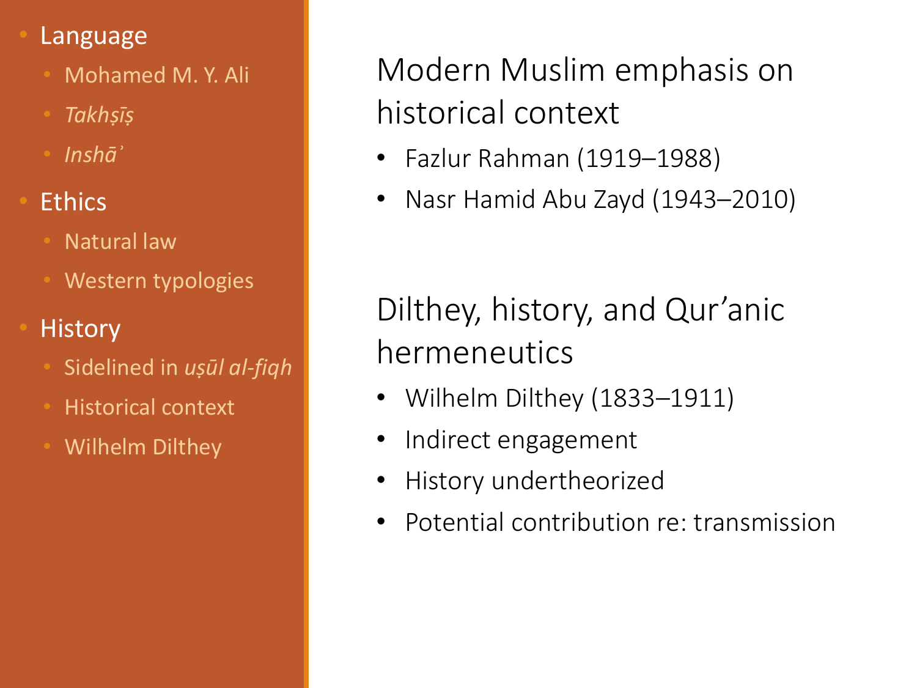- Language
  - Mohamed M. Y. Ali
  - *Takhṣīṣ*
  - *Inshāʾ*
- Ethics
  - Natural law
  - Western typologies
- History
  - Sidelined in *uṣūl al-fiqh*
  - Historical context
  - Wilhelm Dilthey

## Modern Muslim emphasis on historical context

- Fazlur Rahman (1919–1988)
- Nasr Hamid Abu Zayd (1943–2010)

## Dilthey, history, and Qur'anic hermeneutics

- Wilhelm Dilthey (1833–1911)
- Indirect engagement
- History undertheorized
- Potential contribution re: transmission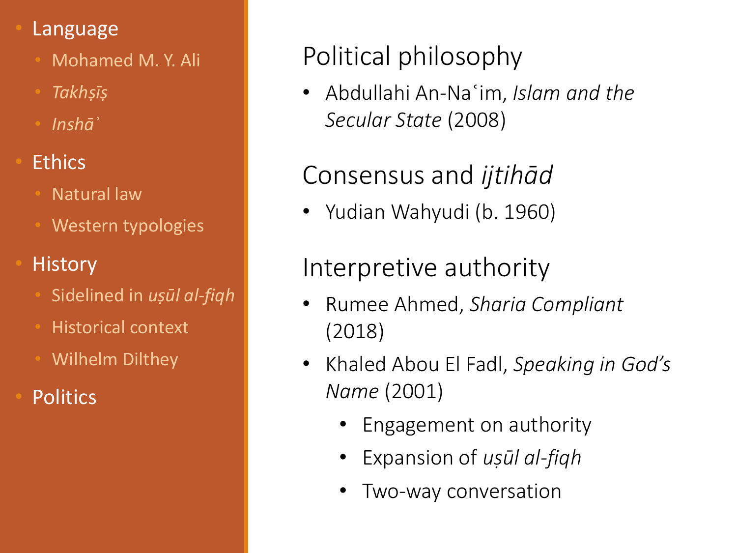- Language
  - Mohamed M. Y. Ali
  - *Takhṣīṣ*
  - *Inshāʾ*
- Ethics
  - Natural law
  - Western typologies
- History
  - Sidelined in *uṣūl al-fiqh*
  - Historical context
  - Wilhelm Dilthey
- Politics

## Political philosophy

- Abdullahi An-Naʿim, *Islam and the Secular State* (2008)

## Consensus and *ijtihād*

- Yudian Wahyudi (b. 1960)

## Interpretive authority

- Rumee Ahmed, *Sharia Compliant* (2018)
- Khaled Abou El Fadl, *Speaking in God's Name* (2001)
  - Engagement on authority
  - Expansion of *uṣūl al-fiqh*
  - Two-way conversation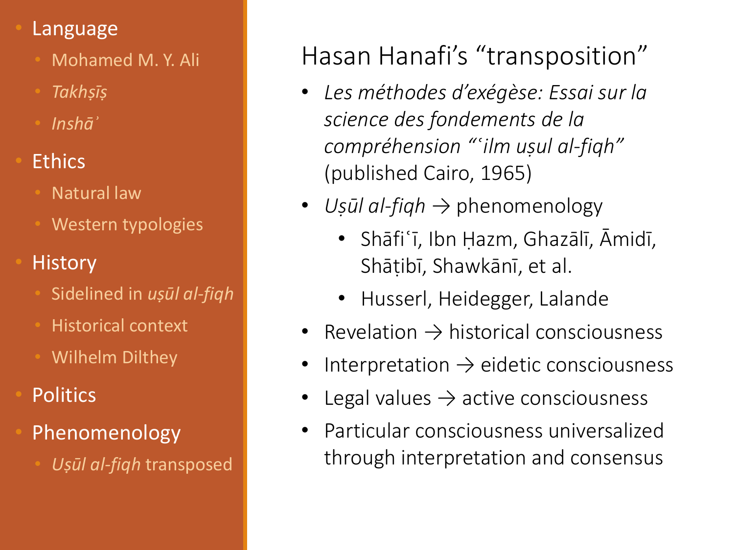- Language
  - Mohamed M. Y. Ali
  - *Takhṣīṣ*
  - *Inshāʾ*
- Ethics
  - Natural law
  - Western typologies
- History
  - Sidelined in *uṣūl al-fiqh*
  - Historical context
  - Wilhelm Dilthey
- Politics
- Phenomenology
  - *Uṣūl al-fiqh* transposed

## Hasan Hanafi's "transposition"

- *Les méthodes d'exégèse: Essai sur la science des fondements de la compréhension "ʿilm uṣul al-fiqh"* (published Cairo, 1965)
- *Uṣūl al-fiqh* → phenomenology
  - Shāfiʿī, Ibn Ḥazm, Ghazālī, Āmidī, Shāṭibī, Shawkānī, et al.
  - Husserl, Heidegger, Lalande
- Revelation → historical consciousness
- Interpretation → eidetic consciousness
- Legal values → active consciousness
- Particular consciousness universalized through interpretation and consensus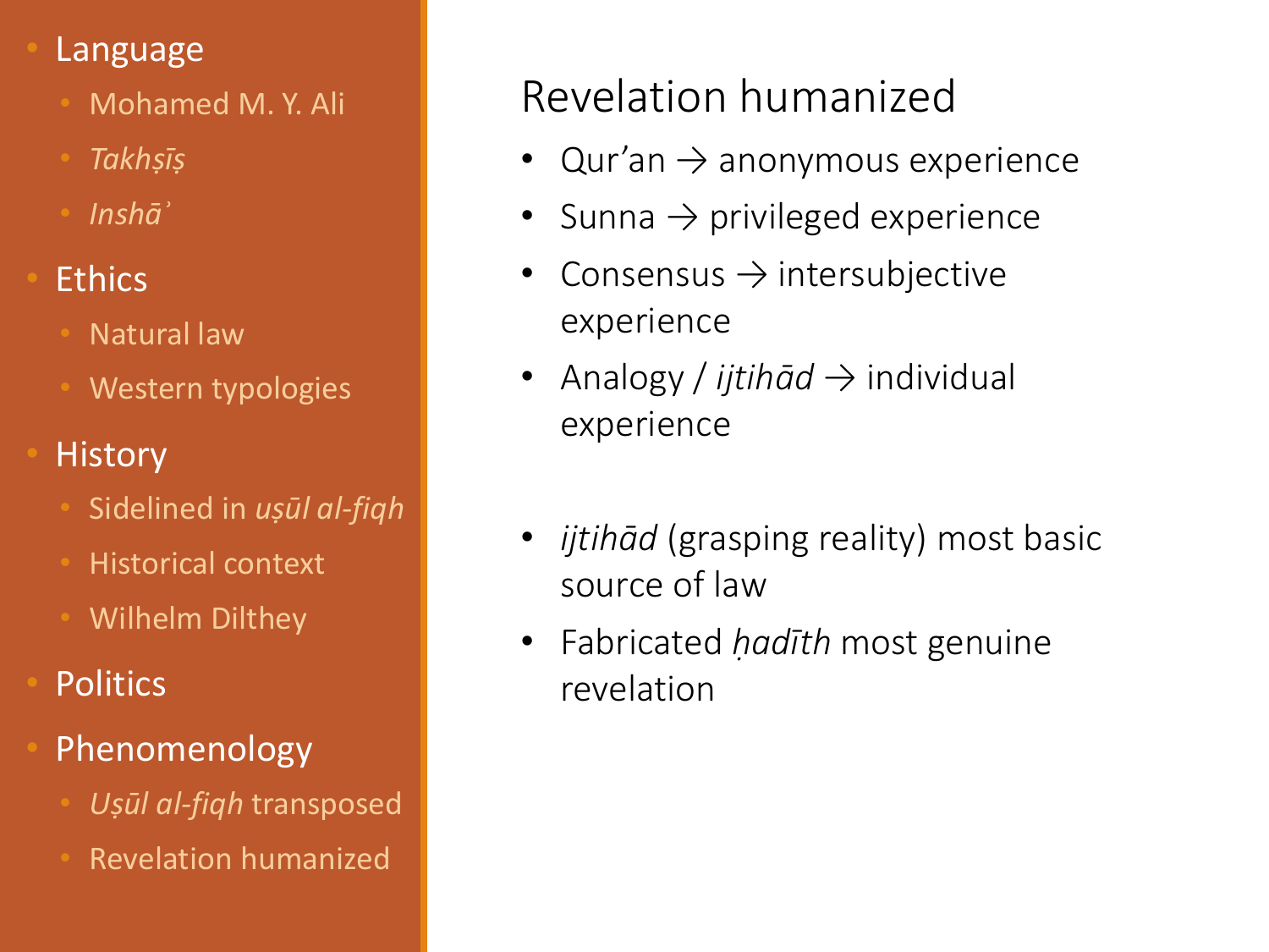- Language
  - Mohamed M. Y. Ali
  - *Takhṣīṣ*
  - *Inshāʾ*
- Ethics
  - Natural law
  - Western typologies
- History
  - Sidelined in *uṣūl al-fiqh*
  - Historical context
  - Wilhelm Dilthey
- Politics
- Phenomenology
  - *Uṣūl al-fiqh* transposed
  - Revelation humanized

## Revelation humanized

- Qur'an → anonymous experience
- Sunna → privileged experience
- Consensus → intersubjective experience
- Analogy / *ijtihād* → individual experience

- *ijtihād* (grasping reality) most basic source of law
- Fabricated *ḥadīth* most genuine revelation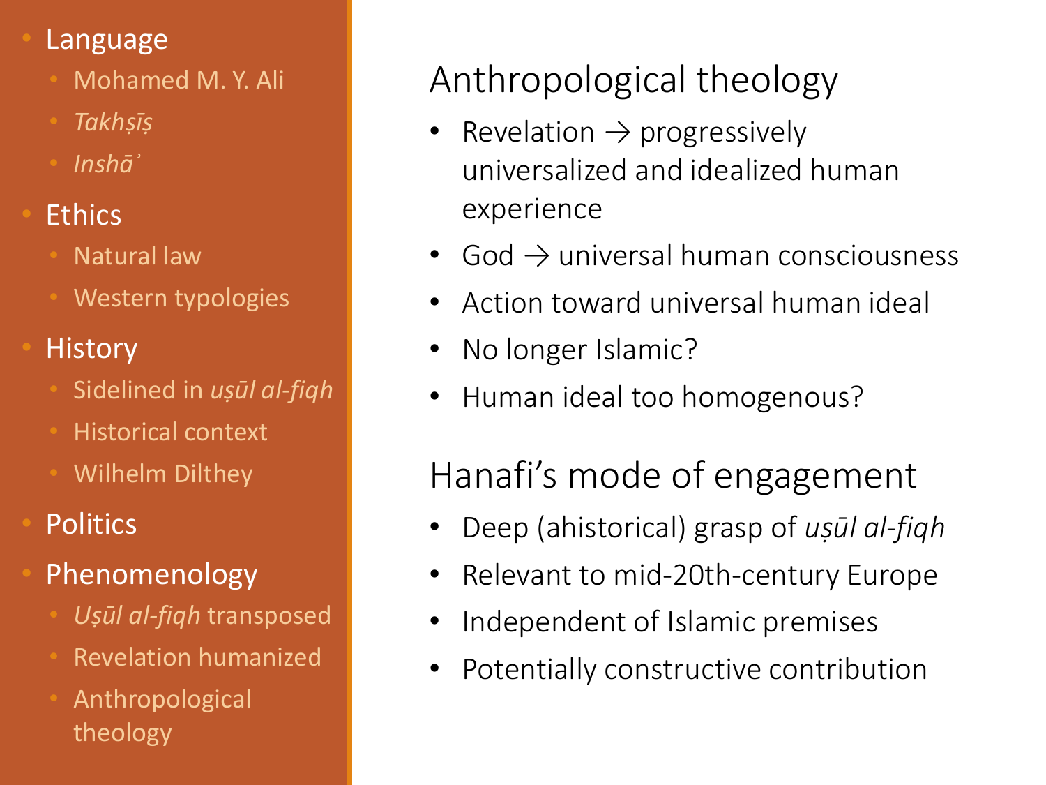- Language
  - Mohamed M. Y. Ali
  - *Takhṣīṣ*
  - *Inshāʾ*
- Ethics
  - Natural law
  - Western typologies
- History
  - Sidelined in *uṣūl al-fiqh*
  - Historical context
  - Wilhelm Dilthey
- Politics
- Phenomenology
  - *Uṣūl al-fiqh* transposed
  - Revelation humanized
  - Anthropological theology

## Anthropological theology

- Revelation → progressively universalized and idealized human experience
- God → universal human consciousness
- Action toward universal human ideal
- No longer Islamic?
- Human ideal too homogenous?

## Hanafi's mode of engagement

- Deep (ahistorical) grasp of *uṣūl al-fiqh*
- Relevant to mid-20th-century Europe
- Independent of Islamic premises
- Potentially constructive contribution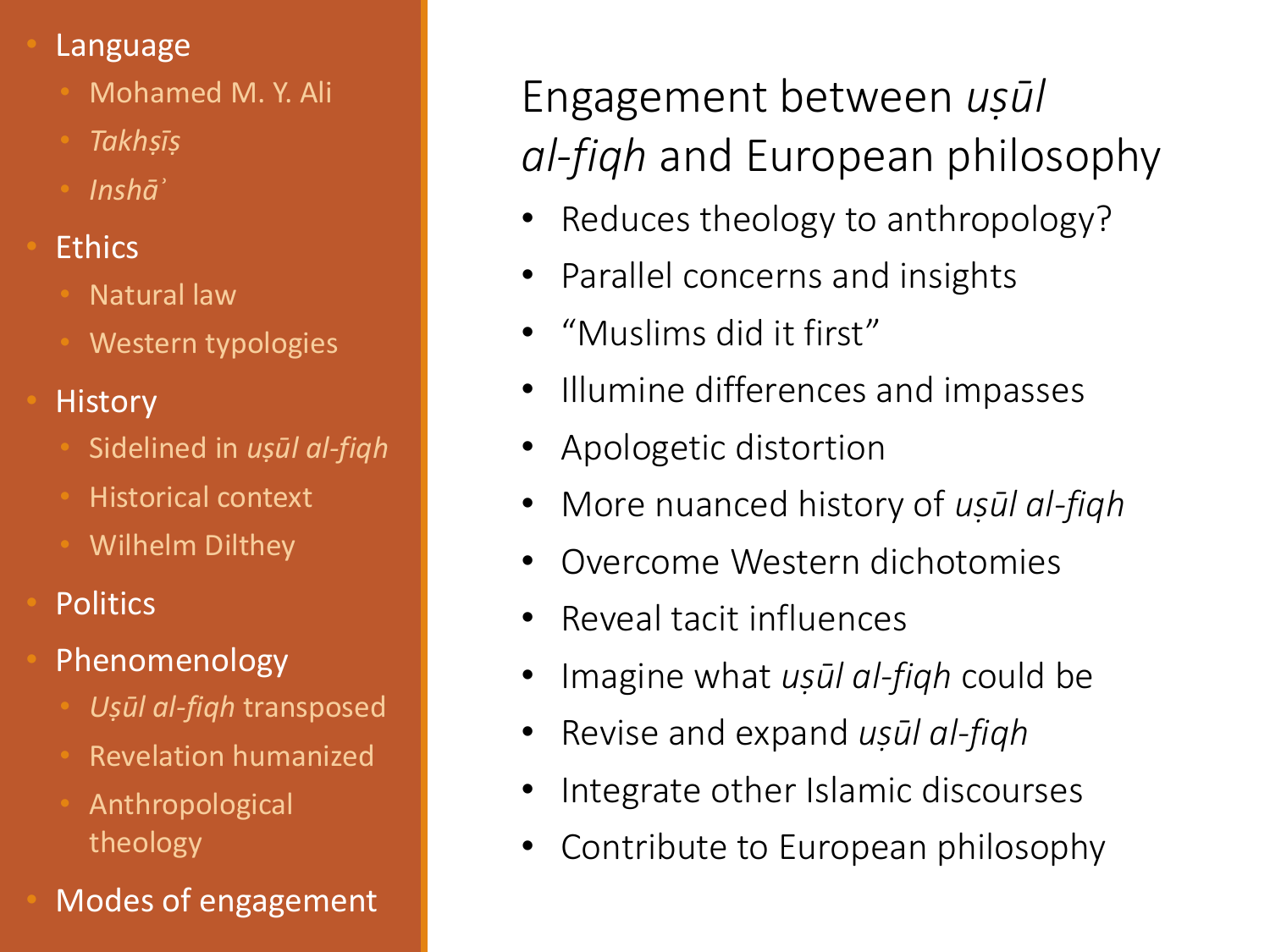- Language
  - Mohamed M. Y. Ali
  - *Takhṣīṣ*
  - *Inshāʾ*
- Ethics
  - Natural law
  - Western typologies
- History
  - Sidelined in *uṣūl al-fiqh*
  - Historical context
  - Wilhelm Dilthey
- Politics
- Phenomenology
  - *Uṣūl al-fiqh* transposed
  - Revelation humanized
  - Anthropological theology
- Modes of engagement

# Engagement between *uṣūl al-fiqh* and European philosophy

- Reduces theology to anthropology?
- Parallel concerns and insights
- "Muslims did it first"
- Illumine differences and impasses
- Apologetic distortion
- More nuanced history of *uṣūl al-fiqh*
- Overcome Western dichotomies
- Reveal tacit influences
- Imagine what *uṣūl al-fiqh* could be
- Revise and expand *uṣūl al-fiqh*
- Integrate other Islamic discourses
- Contribute to European philosophy